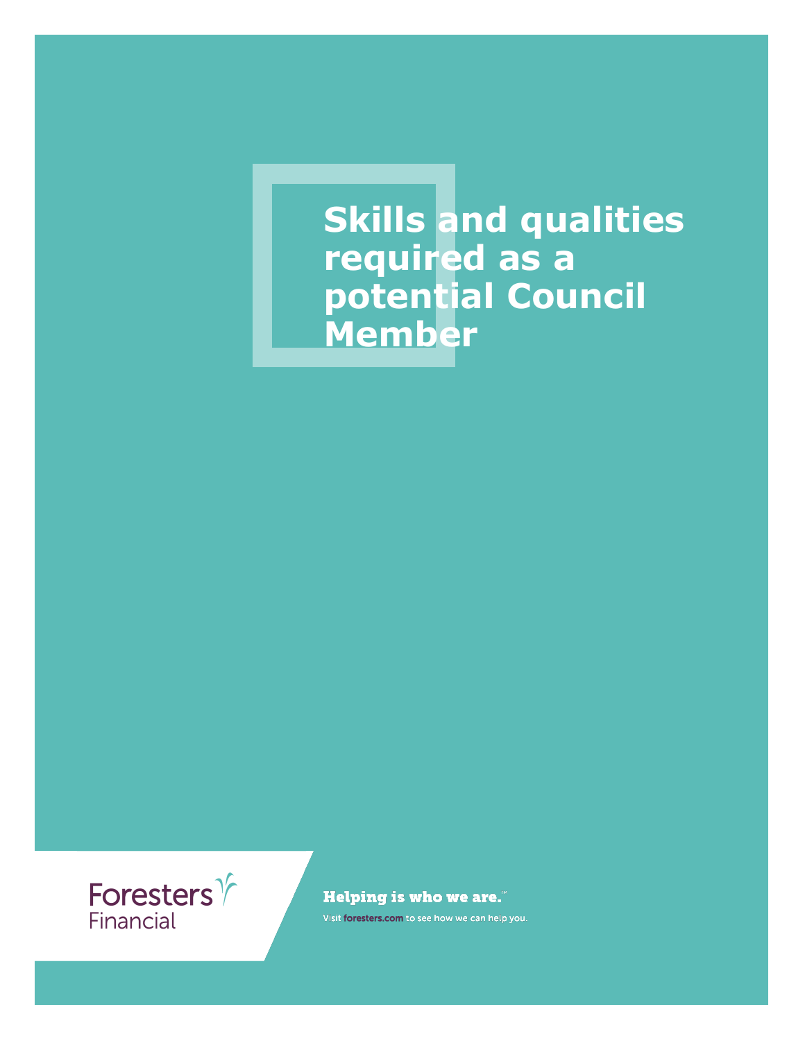# Skills and qualities required as a potential Council Member

Foresters Financial

**Helping is who we are.**™

Visit **foresters.com** to see how we can help you.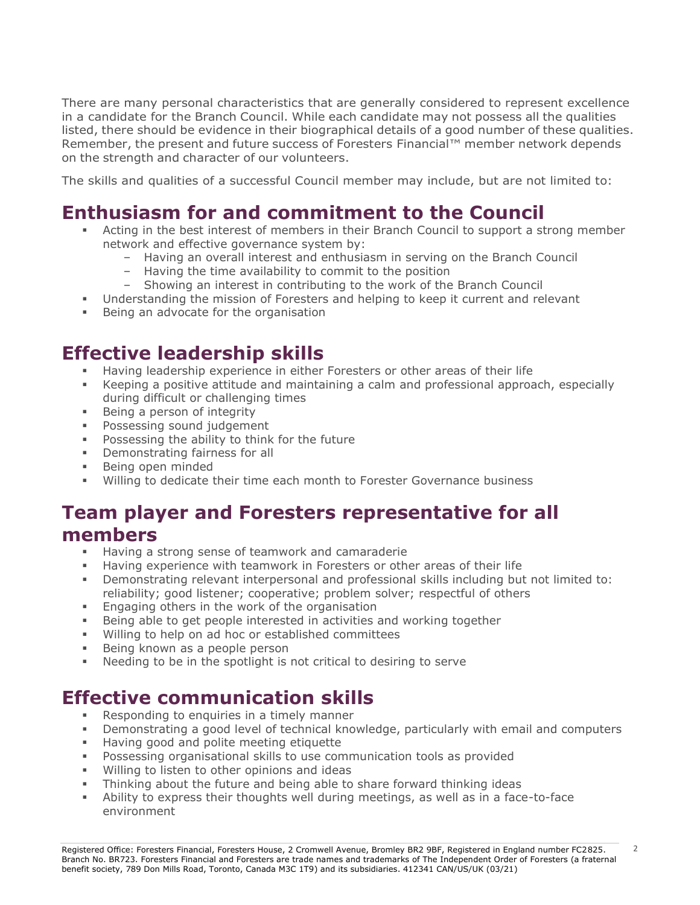There are many personal characteristics that are generally considered to represent excellence in a candidate for the Branch Council. While each candidate may not possess all the qualities listed, there should be evidence in their biographical details of a good number of these qualities. Remember, the present and future success of Foresters Financial™ member network depends on the strength and character of our volunteers.

The skills and qualities of a successful Council member may include, but are not limited to:

## Enthusiasm for and commitment to the Council

- Acting in the best interest of members in their Branch Council to support a strong member network and effective governance system by:
  - Having an overall interest and enthusiasm in serving on the Branch Council
  - Having the time availability to commit to the position
  - Showing an interest in contributing to the work of the Branch Council
- Understanding the mission of Foresters and helping to keep it current and relevant
- Being an advocate for the organisation

## Effective leadership skills

- Having leadership experience in either Foresters or other areas of their life
- Keeping a positive attitude and maintaining a calm and professional approach, especially during difficult or challenging times
- Being a person of integrity
- Possessing sound judgement
- Possessing the ability to think for the future
- Demonstrating fairness for all
- Being open minded
- Willing to dedicate their time each month to Forester Governance business

## Team player and Foresters representative for all members

- Having a strong sense of teamwork and camaraderie
- Having experience with teamwork in Foresters or other areas of their life
- Demonstrating relevant interpersonal and professional skills including but not limited to: reliability; good listener; cooperative; problem solver; respectful of others
- Engaging others in the work of the organisation
- Being able to get people interested in activities and working together
- Willing to help on ad hoc or established committees
- Being known as a people person
- Needing to be in the spotlight is not critical to desiring to serve

## Effective communication skills

- Responding to enquiries in a timely manner
- Demonstrating a good level of technical knowledge, particularly with email and computers
- Having good and polite meeting etiquette
- Possessing organisational skills to use communication tools as provided
- Willing to listen to other opinions and ideas
- Thinking about the future and being able to share forward thinking ideas
- Ability to express their thoughts well during meetings, as well as in a face-to-face environment

Registered Office: Foresters Financial, Foresters House, 2 Cromwell Avenue, Bromley BR2 9BF, Registered in England number FC2825. Branch No. BR723. Foresters Financial and Foresters are trade names and trademarks of The Independent Order of Foresters (a fraternal benefit society, 789 Don Mills Road, Toronto, Canada M3C 1T9) and its subsidiaries. 412341 CAN/US/UK (03/21)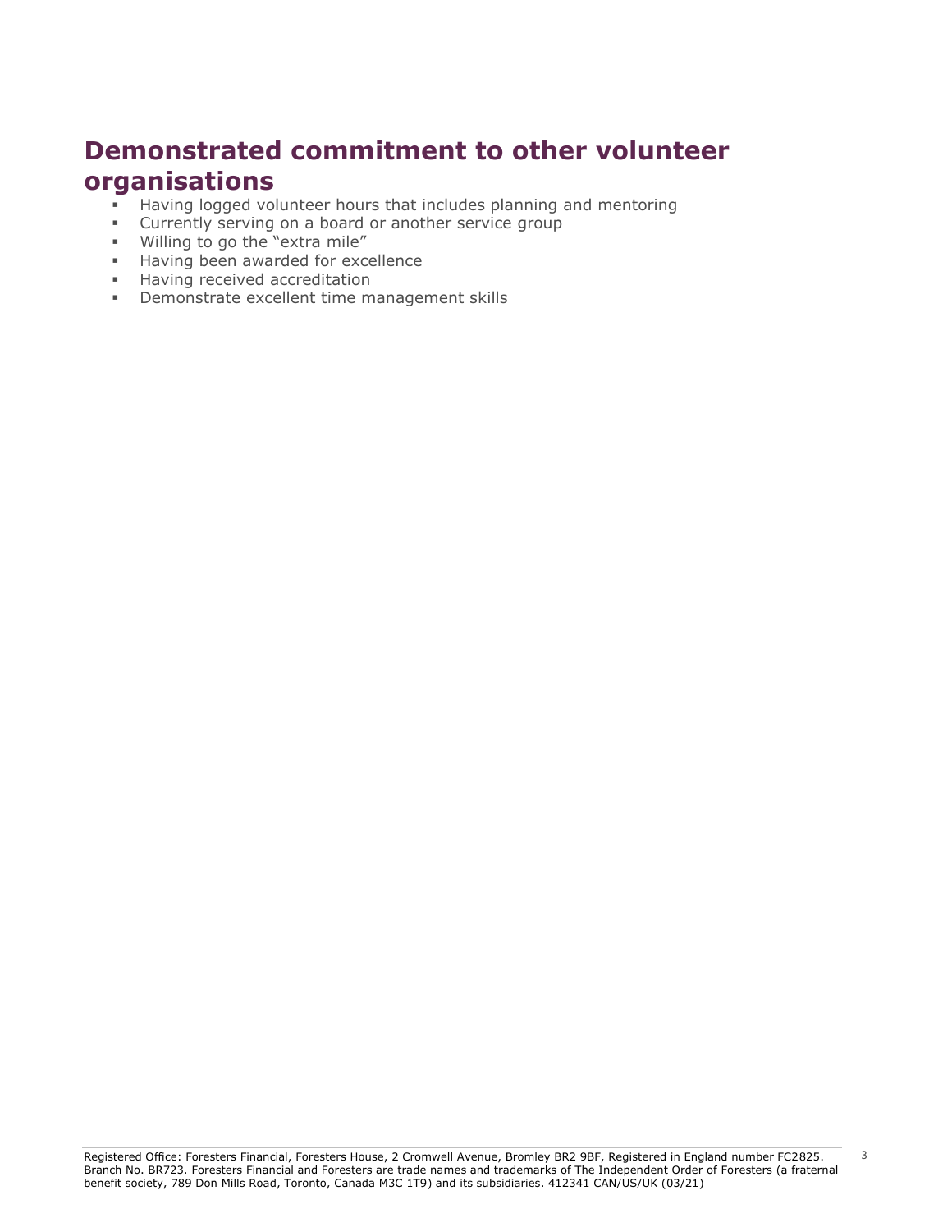## Demonstrated commitment to other volunteer organisations

- Having logged volunteer hours that includes planning and mentoring
- Currently serving on a board or another service group
- Willing to go the "extra mile"
- Having been awarded for excellence
- Having received accreditation
- Demonstrate excellent time management skills